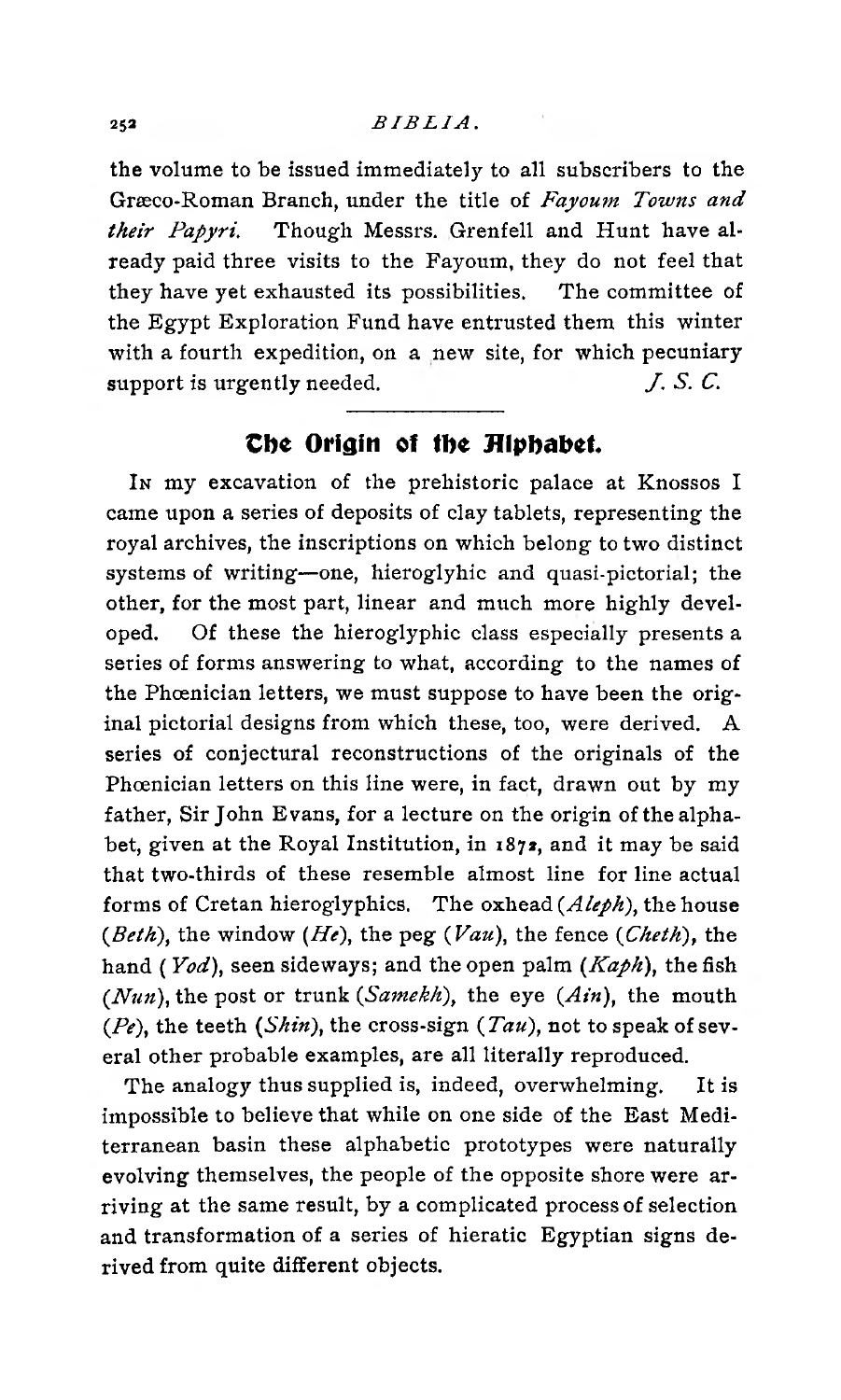the volume to be issued immediately to all subscribers to the Græco-Roman Branch, under the title of *Fayoum Towns and their Papyri.* Though Messrs. Grenfell and Hunt have already paid three visits to the Fayoum, they do not feel that they have yet exhausted its possibilities. The committee of the Egypt Exploration Fund have entrusted them this winter with a fourth expedition, on a new site, for which pecuniary support is urgently needed. *J. S. C.*

## The Origin of the Alphabet.

IN my excavation of the prehistoric palace at Knossos I came upon a series of deposits of clay tablets, representing the royal archives, the inscriptions on which belong to two distinct systems of writing—one, hieroglyhic and quasi-pictorial; the other, for the most part, linear and much more highly developed. Of these the hieroglyphic class especially presents a series of forms answering to what, according to the names of the Phœnician letters, we must suppose to have been the original pictorial designs from which these, too, were derived. A series of conjectural reconstructions of the originals of the Phœnician letters on this line were, in fact, drawn out by my father, Sir John Evans, for a lecture on the origin of the alphabet, given at the Royal Institution, in 1872, and it may be said that two-thirds of these resemble almost line for line actual forms of Cretan hieroglyphics. The oxhead (*Aleph*), the house (*Beth*), the window (*He*), the peg (*Vau*), the fence (*Cheth*), the hand (*Yod*), seen sideways; and the open palm (*Kaph*), the fish (*Nun*), the post or trunk (*Samekh*), the eye (*Ain*), the mouth (*Pe*), the teeth (*Shin*), the cross-sign (*Tau*), not to speak of several other probable examples, are all literally reproduced.

The analogy thus supplied is, indeed, overwhelming. It is impossible to believe that while on one side of the East Mediterranean basin these alphabetic prototypes were naturally evolving themselves, the people of the opposite shore were arriving at the same result, by a complicated process of selection and transformation of a series of hieratic Egyptian signs derived from quite different objects.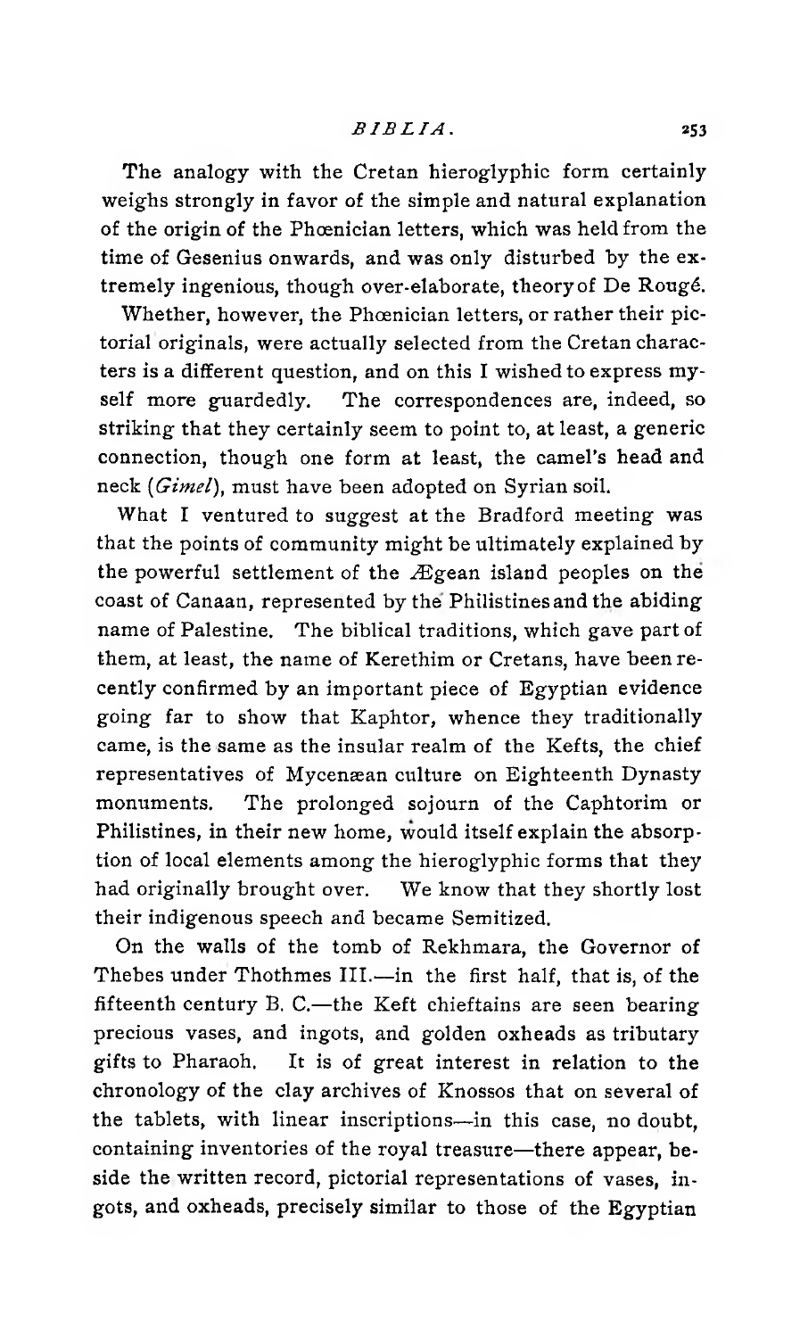The analogy with the Cretan hieroglyphic form certainly weighs strongly in favor of the simple and natural explanation of the origin of the Phœnician letters, which was held from the time of Gesenius onwards, and was only disturbed by the extremely ingenious, though over-elaborate, theory of De Rougé.

Whether, however, the Phœnician letters, or rather their pictorial originals, were actually selected from the Cretan characters is a different question, and on this I wished to express myself more guardedly. The correspondences are, indeed, so striking that they certainly seem to point to, at least, a generic connection, though one form at least, the camel's head and neck (*Gimel*), must have been adopted on Syrian soil.

What I ventured to suggest at the Bradford meeting was that the points of community might be ultimately explained by the powerful settlement of the Ægean island peoples on the coast of Canaan, represented by the Philistines and the abiding name of Palestine. The biblical traditions, which gave part of them, at least, the name of Kerethim or Cretans, have been recently confirmed by an important piece of Egyptian evidence going far to show that Kaphtor, whence they traditionally came, is the same as the insular realm of the Kefts, the chief representatives of Mycenæan culture on Eighteenth Dynasty monuments. The prolonged sojourn of the Caphtorim or Philistines, in their new home, would itself explain the absorption of local elements among the hieroglyphic forms that they had originally brought over. We know that they shortly lost their indigenous speech and became Semitized.

On the walls of the tomb of Rekhmara, the Governor of Thebes under Thothmes III.—in the first half, that is, of the fifteenth century B. C.—the Keft chieftains are seen bearing precious vases, and ingots, and golden oxheads as tributary gifts to Pharaoh. It is of great interest in relation to the chronology of the clay archives of Knossos that on several of the tablets, with linear inscriptions—in this case, no doubt, containing inventories of the royal treasure—there appear, beside the written record, pictorial representations of vases, ingots, and oxheads, precisely similar to those of the Egyptian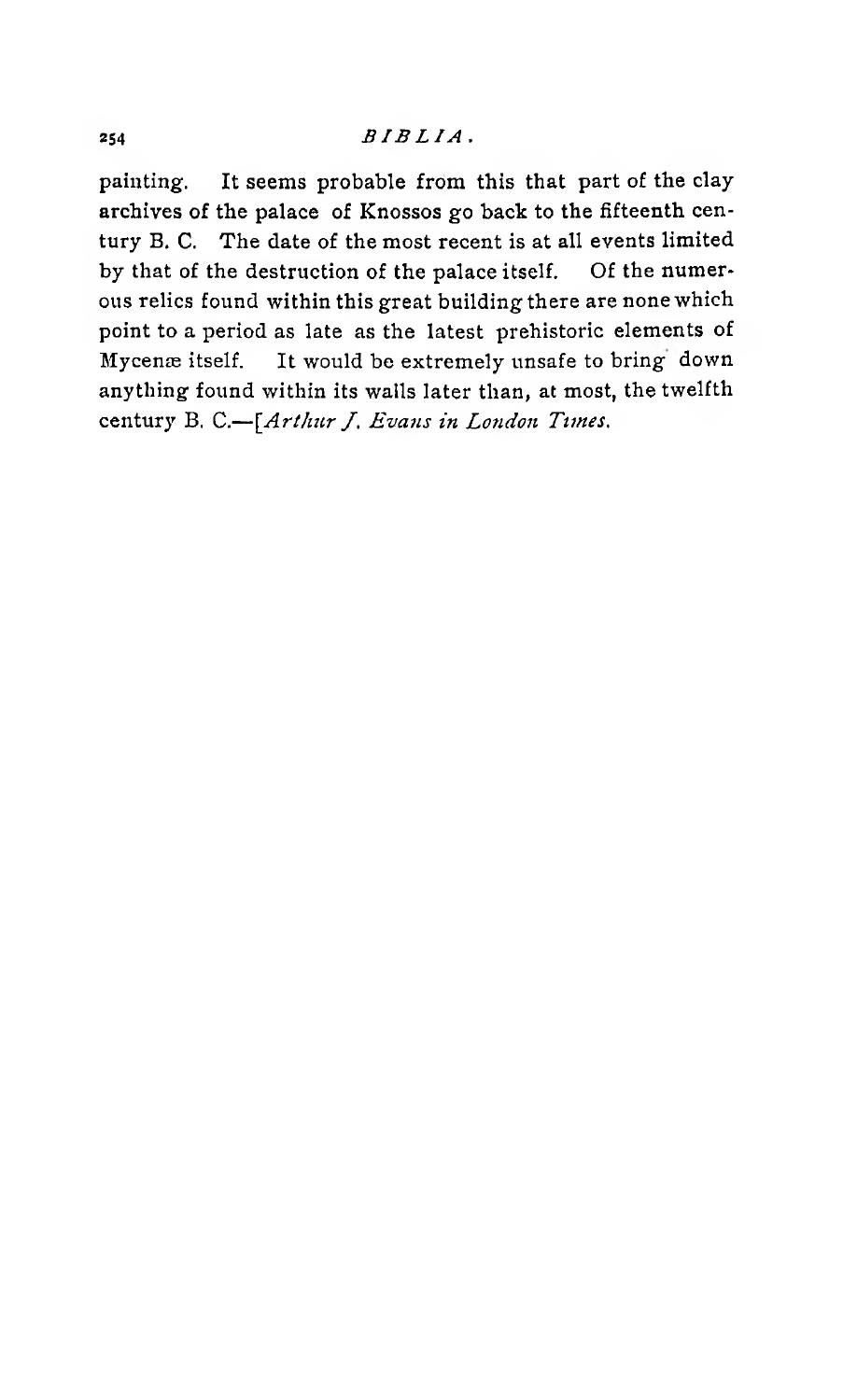painting. It seems probable from this that part of the clay archives of the palace of Knossos go back to the fifteenth century B. C. The date of the most recent is at all events limited by that of the destruction of the palace itself. Of the numerous relics found within this great building there are none which point to a period as late as the latest prehistoric elements of Mycenæ itself. It would be extremely unsafe to bring down anything found within its walls later than, at most, the twelfth century B. C.—[*Arthur J. Evans in London Times.*